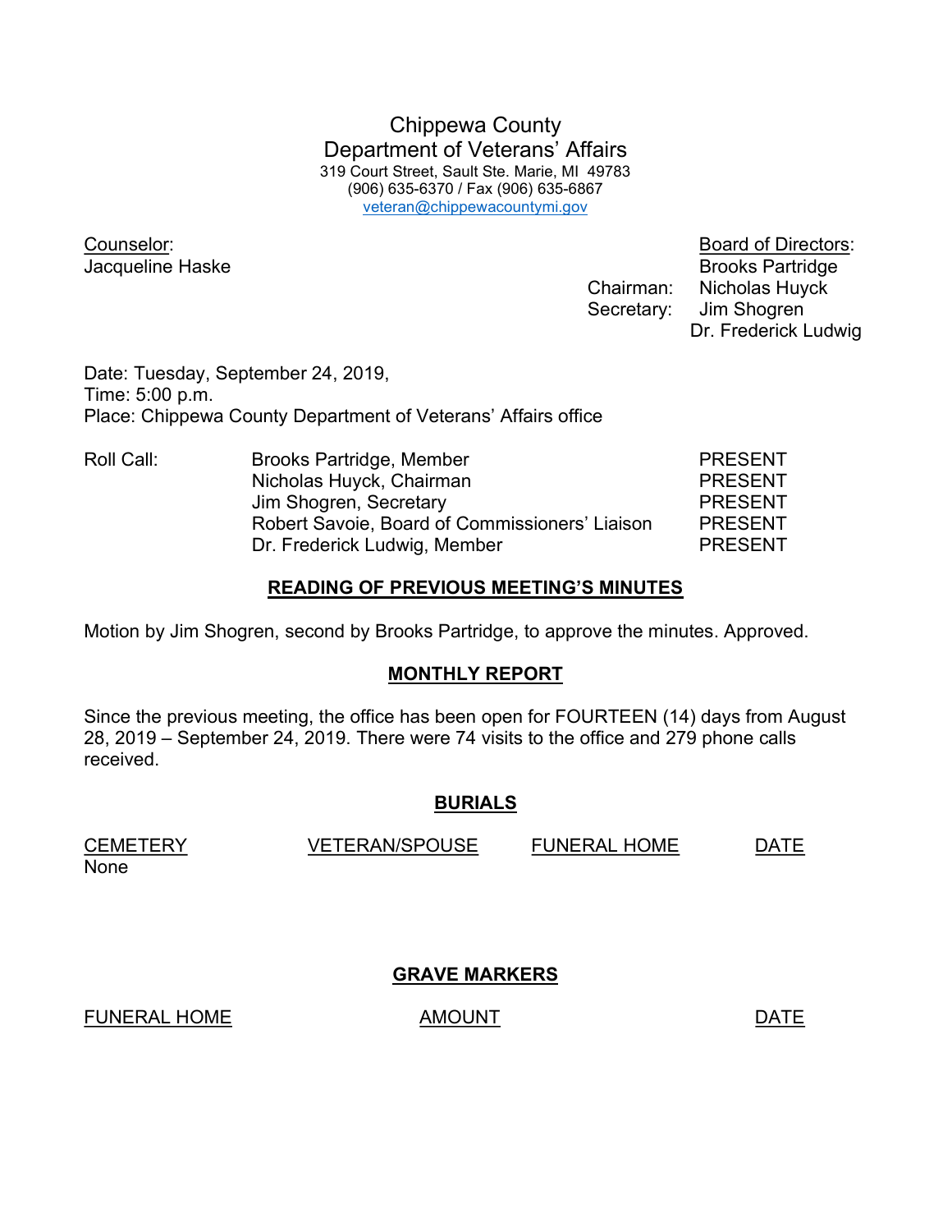# Chippewa County
# Department of Veterans' Affairs

319 Court Street, Sault Ste. Marie, MI 49783
(906) 635-6370 / Fax (906) 635-6867
veteran@chippewacountymi.gov

Counselor:
Jacqueline Haske

Board of Directors:
Brooks Partridge
Chairman: Nicholas Huyck
Secretary: Jim Shogren
Dr. Frederick Ludwig

Date: Tuesday, September 24, 2019,
Time: 5:00 p.m.
Place: Chippewa County Department of Veterans' Affairs office

| Roll Call: | | |
|---|---|---|
| | Brooks Partridge, Member | PRESENT |
| | Nicholas Huyck, Chairman | PRESENT |
| | Jim Shogren, Secretary | PRESENT |
| | Robert Savoie, Board of Commissioners' Liaison | PRESENT |
| | Dr. Frederick Ludwig, Member | PRESENT |

## READING OF PREVIOUS MEETING'S MINUTES

Motion by Jim Shogren, second by Brooks Partridge, to approve the minutes. Approved.

## MONTHLY REPORT

Since the previous meeting, the office has been open for FOURTEEN (14) days from August 28, 2019 – September 24, 2019. There were 74 visits to the office and 279 phone calls received.

## BURIALS

| CEMETERY | VETERAN/SPOUSE | FUNERAL HOME | DATE |
|---|---|---|---|
| None | | | |

## GRAVE MARKERS

| FUNERAL HOME | AMOUNT | DATE |
|---|---|---|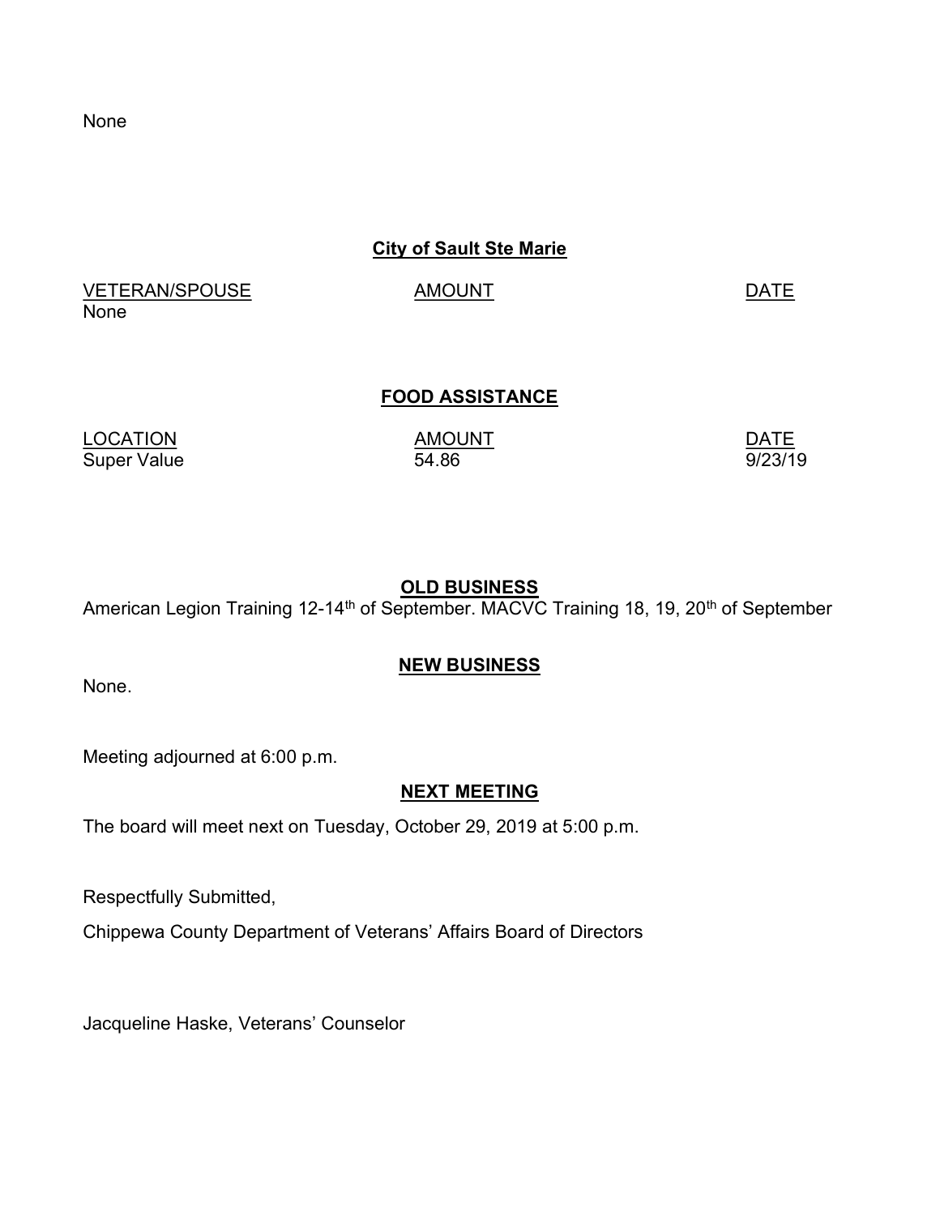None

**City of Sault Ste Marie**

| VETERAN/SPOUSE | AMOUNT | DATE |
|---|---|---|
| None | | |

**FOOD ASSISTANCE**

| LOCATION | AMOUNT | DATE |
|---|---|---|
| Super Value | 54.86 | 9/23/19 |

**OLD BUSINESS**

American Legion Training 12-14th of September. MACVC Training 18, 19, 20th of September

**NEW BUSINESS**

None.

Meeting adjourned at 6:00 p.m.

**NEXT MEETING**

The board will meet next on Tuesday, October 29, 2019 at 5:00 p.m.

Respectfully Submitted,

Chippewa County Department of Veterans' Affairs Board of Directors

Jacqueline Haske, Veterans' Counselor